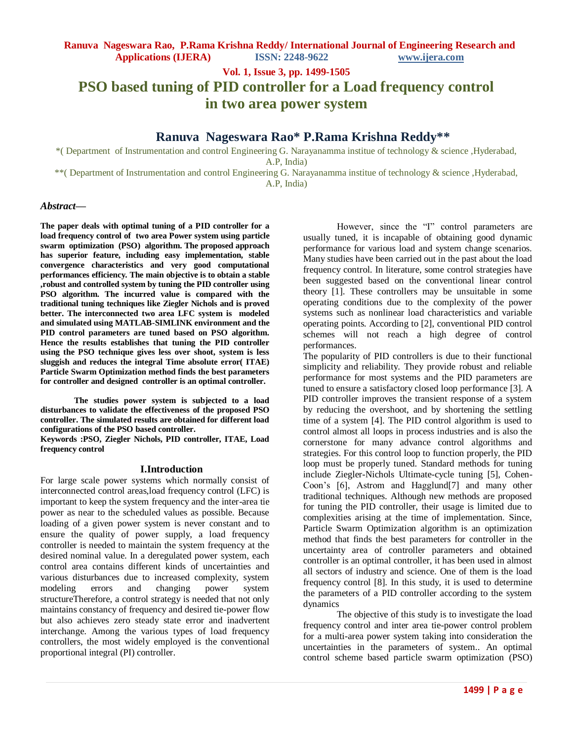# PSO based tuning of PID controller for a Load frequency control in two area power system

## Ranuva Nageswara Rao* P.Rama Krishna Reddy**

*( Department of Instrumentation and control Engineering G. Narayanamma institue of technology & science ,Hyderabad, A.P, India)

**( Department of Instrumentation and control Engineering G. Narayanamma institue of technology & science ,Hyderabad, A.P, India)

### *Abstract—*

**The paper deals with optimal tuning of a PID controller for a load frequency control of two area Power system using particle swarm optimization (PSO) algorithm. The proposed approach has superior feature, including easy implementation, stable convergence characteristics and very good computational performances efficiency. The main objective is to obtain a stable ,robust and controlled system by tuning the PID controller using PSO algorithm. The incurred value is compared with the traditional tuning techniques like Ziegler Nichols and is proved better. The interconnected two area LFC system is modeled and simulated using MATLAB-SIMLINK environment and the PID control parameters are tuned based on PSO algorithm. Hence the results establishes that tuning the PID controller using the PSO technique gives less over shoot, system is less sluggish and reduces the integral Time absolute error( ITAE) Particle Swarm Optimization method finds the best parameters for controller and designed controller is an optimal controller.**

**The studies power system is subjected to a load disturbances to validate the effectiveness of the proposed PSO controller. The simulated results are obtained for different load configurations of the PSO based controller.**

**Keywords :PSO, Ziegler Nichols, PID controller, ITAE, Load frequency control**

## I.Introduction

For large scale power systems which normally consist of interconnected control areas,load frequency control (LFC) is important to keep the system frequency and the inter-area tie power as near to the scheduled values as possible. Because loading of a given power system is never constant and to ensure the quality of power supply, a load frequency controller is needed to maintain the system frequency at the desired nominal value. In a deregulated power system, each control area contains different kinds of uncertainties and various disturbances due to increased complexity, system modeling errors and changing power system structureTherefore, a control strategy is needed that not only maintains constancy of frequency and desired tie-power flow but also achieves zero steady state error and inadvertent interchange. Among the various types of load frequency controllers, the most widely employed is the conventional proportional integral (PI) controller.

However, since the "I" control parameters are usually tuned, it is incapable of obtaining good dynamic performance for various load and system change scenarios. Many studies have been carried out in the past about the load frequency control. In literature, some control strategies have been suggested based on the conventional linear control theory [1]. These controllers may be unsuitable in some operating conditions due to the complexity of the power systems such as nonlinear load characteristics and variable operating points. According to [2], conventional PID control schemes will not reach a high degree of control performances.

The popularity of PID controllers is due to their functional simplicity and reliability. They provide robust and reliable performance for most systems and the PID parameters are tuned to ensure a satisfactory closed loop performance [3]. A PID controller improves the transient response of a system by reducing the overshoot, and by shortening the settling time of a system [4]. The PID control algorithm is used to control almost all loops in process industries and is also the cornerstone for many advance control algorithms and strategies. For this control loop to function properly, the PID loop must be properly tuned. Standard methods for tuning include Ziegler-Nichols Ultimate-cycle tuning [5], Cohen-Coon's [6], Astrom and Hagglund[7] and many other traditional techniques. Although new methods are proposed for tuning the PID controller, their usage is limited due to complexities arising at the time of implementation. Since, Particle Swarm Optimization algorithm is an optimization method that finds the best parameters for controller in the uncertainty area of controller parameters and obtained controller is an optimal controller, it has been used in almost all sectors of industry and science. One of them is the load frequency control [8]. In this study, it is used to determine the parameters of a PID controller according to the system dynamics

The objective of this study is to investigate the load frequency control and inter area tie-power control problem for a multi-area power system taking into consideration the uncertainties in the parameters of system.. An optimal control scheme based particle swarm optimization (PSO)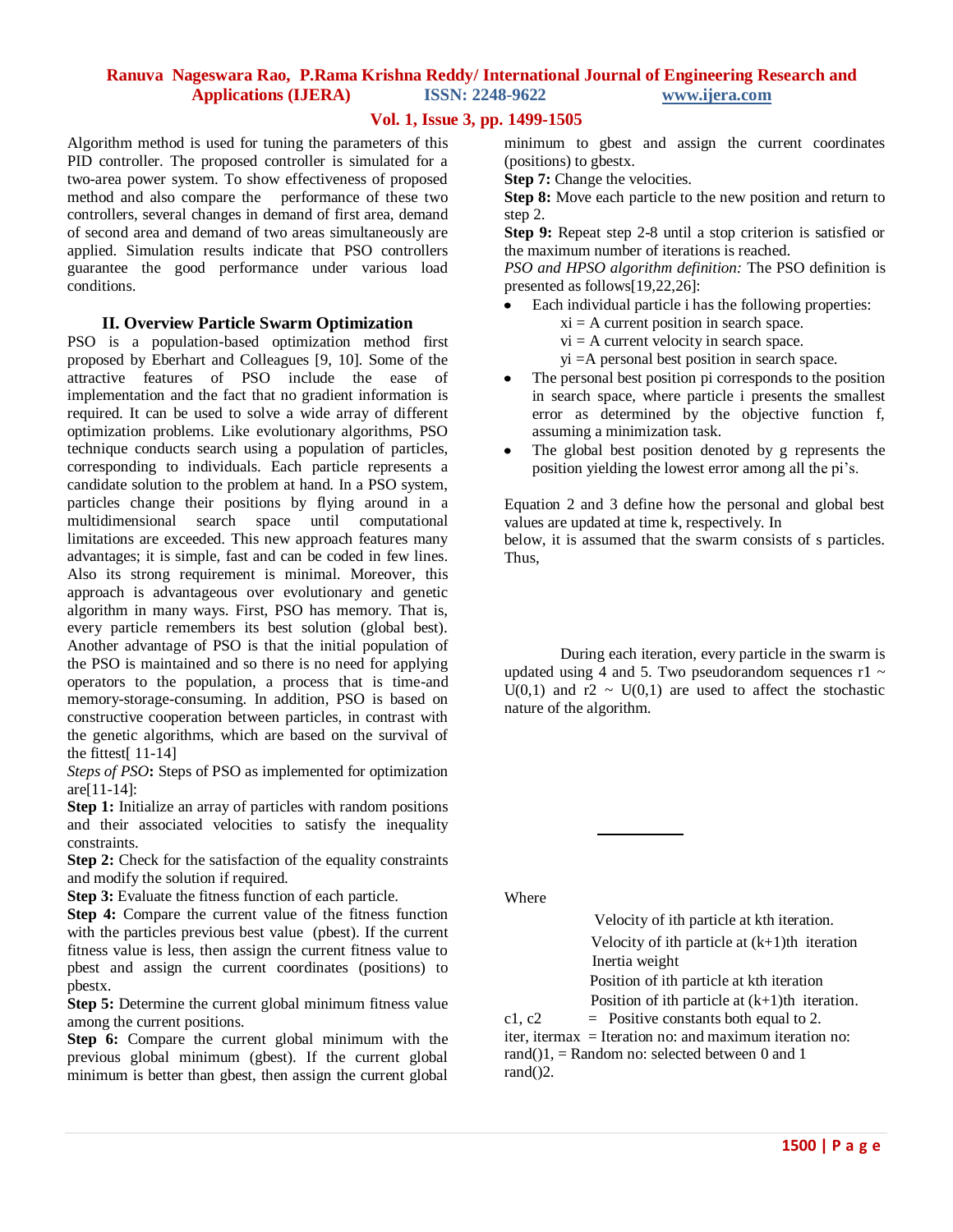Algorithm method is used for tuning the parameters of this PID controller. The proposed controller is simulated for a two-area power system. To show effectiveness of proposed method and also compare the performance of these two controllers, several changes in demand of first area, demand of second area and demand of two areas simultaneously are applied. Simulation results indicate that PSO controllers guarantee the good performance under various load conditions.

## II. Overview Particle Swarm Optimization

PSO is a population-based optimization method first proposed by Eberhart and Colleagues [9, 10]. Some of the attractive features of PSO include the ease of implementation and the fact that no gradient information is required. It can be used to solve a wide array of different optimization problems. Like evolutionary algorithms, PSO technique conducts search using a population of particles, corresponding to individuals. Each particle represents a candidate solution to the problem at hand. In a PSO system, particles change their positions by flying around in a multidimensional search space until computational limitations are exceeded. This new approach features many advantages; it is simple, fast and can be coded in few lines. Also its strong requirement is minimal. Moreover, this approach is advantageous over evolutionary and genetic algorithm in many ways. First, PSO has memory. That is, every particle remembers its best solution (global best). Another advantage of PSO is that the initial population of the PSO is maintained and so there is no need for applying operators to the population, a process that is time-and memory-storage-consuming. In addition, PSO is based on constructive cooperation between particles, in contrast with the genetic algorithms, which are based on the survival of the fittest[ 11-14]

*Steps of PSO***:** Steps of PSO as implemented for optimization are[11-14]:

**Step 1:** Initialize an array of particles with random positions and their associated velocities to satisfy the inequality constraints.

**Step 2:** Check for the satisfaction of the equality constraints and modify the solution if required.

**Step 3:** Evaluate the fitness function of each particle.

**Step 4:** Compare the current value of the fitness function with the particles previous best value (pbest). If the current fitness value is less, then assign the current fitness value to pbest and assign the current coordinates (positions) to pbestx.

**Step 5:** Determine the current global minimum fitness value among the current positions.

**Step 6:** Compare the current global minimum with the previous global minimum (gbest). If the current global minimum is better than gbest, then assign the current global minimum to gbest and assign the current coordinates (positions) to gbestx.

**Step 7:** Change the velocities.

**Step 8:** Move each particle to the new position and return to step 2.

**Step 9:** Repeat step 2-8 until a stop criterion is satisfied or the maximum number of iterations is reached.

*PSO and HPSO algorithm definition:* The PSO definition is presented as follows[19,22,26]:

- Each individual particle i has the following properties:
  xi = A current position in search space.
  vi = A current velocity in search space.
  yi =A personal best position in search space.
- The personal best position pi corresponds to the position in search space, where particle i presents the smallest error as determined by the objective function f, assuming a minimization task.
- The global best position denoted by g represents the position yielding the lowest error among all the pi's.

Equation 2 and 3 define how the personal and global best values are updated at time k, respectively. In below, it is assumed that the swarm consists of s particles. Thus,

During each iteration, every particle in the swarm is updated using 4 and 5. Two pseudorandom sequences r1 ~ U(0,1) and r2 ~ U(0,1) are used to affect the stochastic nature of the algorithm.

Where

Velocity of ith particle at kth iteration.

Velocity of ith particle at (k+1)th iteration

Inertia weight

Position of ith particle at kth iteration

Position of ith particle at (k+1)th iteration.

c1, c2 = Positive constants both equal to 2.

iter, itermax = Iteration no: and maximum iteration no:

rand()1, = Random no: selected between 0 and 1

rand()2.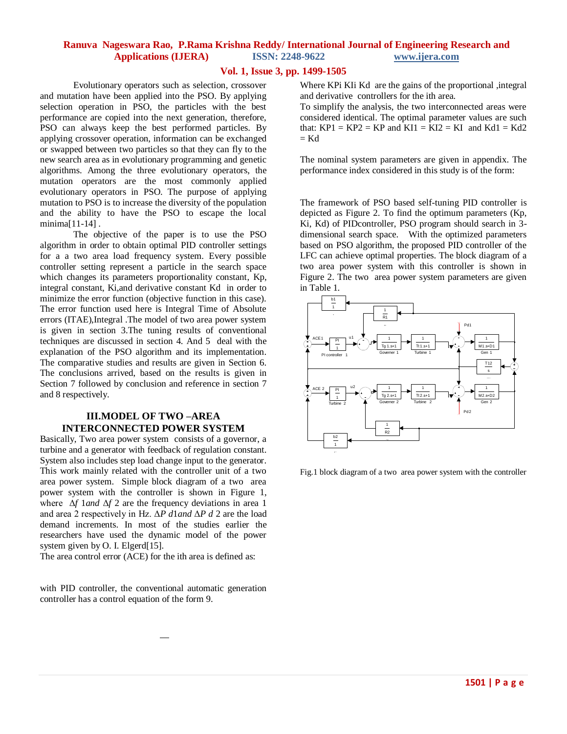Evolutionary operators such as selection, crossover and mutation have been applied into the PSO. By applying selection operation in PSO, the particles with the best performance are copied into the next generation, therefore, PSO can always keep the best performed particles. By applying crossover operation, information can be exchanged or swapped between two particles so that they can fly to the new search area as in evolutionary programming and genetic algorithms. Among the three evolutionary operators, the mutation operators are the most commonly applied evolutionary operators in PSO. The purpose of applying mutation to PSO is to increase the diversity of the population and the ability to have the PSO to escape the local minima[11-14] .

The objective of the paper is to use the PSO algorithm in order to obtain optimal PID controller settings for a a two area load frequency system. Every possible controller setting represent a particle in the search space which changes its parameters proportionality constant, Kp, integral constant, Ki,and derivative constant Kd in order to minimize the error function (objective function in this case). The error function used here is Integral Time of Absolute errors (ITAE),Integral .The model of two area power system is given in section 3.The tuning results of conventional techniques are discussed in section 4. And 5 deal with the explanation of the PSO algorithm and its implementation. The comparative studies and results are given in Section 6. The conclusions arrived, based on the results is given in Section 7 followed by conclusion and reference in section 7 and 8 respectively.

## III.MODEL OF TWO –AREA INTERCONNECTED POWER SYSTEM

Basically, Two area power system consists of a governor, a turbine and a generator with feedback of regulation constant. System also includes step load change input to the generator. This work mainly related with the controller unit of a two area power system. Simple block diagram of a two area power system with the controller is shown in Figure 1, where $\Delta f\,1$ *and* $\Delta f\,2$ are the frequency deviations in area 1 and area 2 respectively in Hz. $\Delta P\,d1$ *and* $\Delta P\,d\,2$ are the load demand increments. In most of the studies earlier the researchers have used the dynamic model of the power system given by O. I. Elgerd[15].

The area control error (ACE) for the ith area is defined as:

with PID controller, the conventional automatic generation controller has a control equation of the form 9.

Where KPi KIi Kd are the gains of the proportional ,integral and derivative controllers for the ith area.

To simplify the analysis, the two interconnected areas were considered identical. The optimal parameter values are such that: KP1 = KP2 = KP and KI1 = KI2 = KI and Kd1 = Kd2 = Kd

The nominal system parameters are given in appendix. The performance index considered in this study is of the form:

The framework of PSO based self-tuning PID controller is depicted as Figure 2. To find the optimum parameters (Kp, Ki, Kd) of PIDcontroller, PSO program should search in 3-dimensional search space. With the optimized parameters based on PSO algorithm, the proposed PID controller of the LFC can achieve optimal properties. The block diagram of a two area power system with this controller is shown in Figure 2. The two area power system parameters are given in Table 1.

Fig.1 block diagram of a two area power system with the controller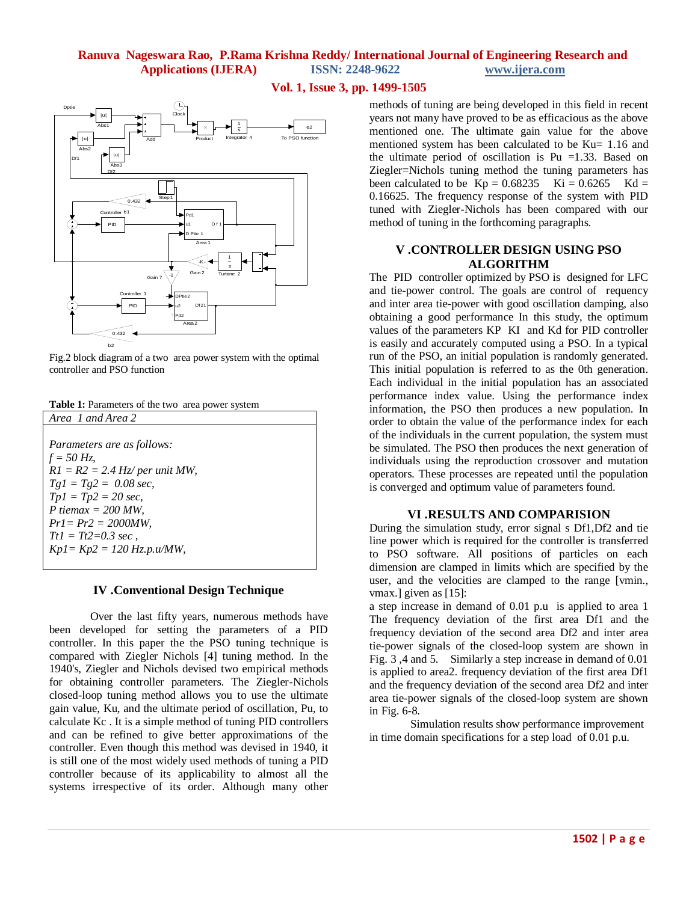Fig.2 block diagram of a two area power system with the optimal controller and PSO function

**Table 1:** Parameters of the two area power system

| *Area 1 and Area 2* |
|---|
| *Parameters are as follows:*<br>*f = 50 Hz,*<br>*R1 = R2 = 2.4 Hz/ per unit MW,*<br>*Tg1 = Tg2 = 0.08 sec,*<br>*Tp1 = Tp2 = 20 sec,*<br>*P tiemax = 200 MW,*<br>*Pr1= Pr2 = 2000MW,*<br>*Tt1 = Tt2=0.3 sec ,*<br>*Kp1= Kp2 = 120 Hz.p.u/MW,* |

## IV .Conventional Design Technique

Over the last fifty years, numerous methods have been developed for setting the parameters of a PID controller. In this paper the the PSO tuning technique is compared with Ziegler Nichols [4] tuning method. In the 1940's, Ziegler and Nichols devised two empirical methods for obtaining controller parameters. The Ziegler-Nichols closed-loop tuning method allows you to use the ultimate gain value, Ku, and the ultimate period of oscillation, Pu, to calculate Kc . It is a simple method of tuning PID controllers and can be refined to give better approximations of the controller. Even though this method was devised in 1940, it is still one of the most widely used methods of tuning a PID controller because of its applicability to almost all the systems irrespective of its order. Although many other methods of tuning are being developed in this field in recent years not many have proved to be as efficacious as the above mentioned one. The ultimate gain value for the above mentioned system has been calculated to be Ku= 1.16 and the ultimate period of oscillation is Pu =1.33. Based on Ziegler=Nichols tuning method the tuning parameters has been calculated to be Kp = 0.68235 Ki = 0.6265 Kd = 0.16625. The frequency response of the system with PID tuned with Ziegler-Nichols has been compared with our method of tuning in the forthcoming paragraphs.

## V .CONTROLLER DESIGN USING PSO ALGORITHM

The PID controller optimized by PSO is designed for LFC and tie-power control. The goals are control of requency and inter area tie-power with good oscillation damping, also obtaining a good performance In this study, the optimum values of the parameters KP KI and Kd for PID controller is easily and accurately computed using a PSO. In a typical run of the PSO, an initial population is randomly generated. This initial population is referred to as the 0th generation. Each individual in the initial population has an associated performance index value. Using the performance index information, the PSO then produces a new population. In order to obtain the value of the performance index for each of the individuals in the current population, the system must be simulated. The PSO then produces the next generation of individuals using the reproduction crossover and mutation operators. These processes are repeated until the population is converged and optimum value of parameters found.

## VI .RESULTS AND COMPARISION

During the simulation study, error signal s Df1,Df2 and tie line power which is required for the controller is transferred to PSO software. All positions of particles on each dimension are clamped in limits which are specified by the user, and the velocities are clamped to the range [vmin., vmax.] given as [15]:

a step increase in demand of 0.01 p.u is applied to area 1 The frequency deviation of the first area Df1 and the frequency deviation of the second area Df2 and inter area tie-power signals of the closed-loop system are shown in Fig. 3 ,4 and 5. Similarly a step increase in demand of 0.01 is applied to area2. frequency deviation of the first area Df1 and the frequency deviation of the second area Df2 and inter area tie-power signals of the closed-loop system are shown in Fig. 6-8.

Simulation results show performance improvement in time domain specifications for a step load of 0.01 p.u.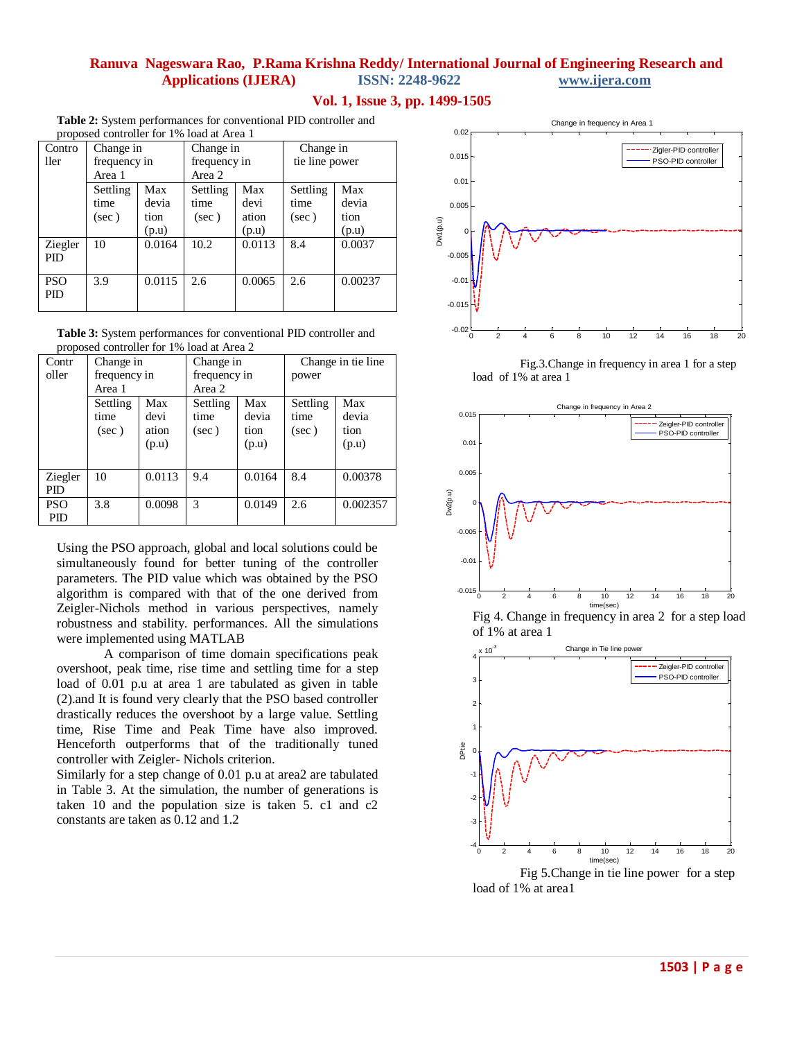**Table 2:** System performances for conventional PID controller and proposed controller for 1% load at Area 1

| Controller | Change in frequency in Area 1 | | Change in frequency in Area 2 | | Change in tie line power | |
|---|---|---|---|---|---|---|
| | Settling time (sec ) | Max deviation (p.u) | Settling time (sec ) | Max deviation (p.u) | Settling time (sec ) | Max deviation (p.u) |
| Ziegler PID | 10 | 0.0164 | 10.2 | 0.0113 | 8.4 | 0.0037 |
| PSO PID | 3.9 | 0.0115 | 2.6 | 0.0065 | 2.6 | 0.00237 |

**Table 3:** System performances for conventional PID controller and proposed controller for 1% load at Area 2

| Controller | Change in frequency in Area 1 | | Change in frequency in Area 2 | | Change in tie line power | |
|---|---|---|---|---|---|---|
| | Settling time (sec ) | Max deviation (p.u) | Settling time (sec ) | Max deviation (p.u) | Settling time (sec ) | Max deviation (p.u) |
| Ziegler PID | 10 | 0.0113 | 9.4 | 0.0164 | 8.4 | 0.00378 |
| PSO PID | 3.8 | 0.0098 | 3 | 0.0149 | 2.6 | 0.002357 |

Using the PSO approach, global and local solutions could be simultaneously found for better tuning of the controller parameters. The PID value which was obtained by the PSO algorithm is compared with that of the one derived from Zeigler-Nichols method in various perspectives, namely robustness and stability. performances. All the simulations were implemented using MATLAB

A comparison of time domain specifications peak overshoot, peak time, rise time and settling time for a step load of 0.01 p.u at area 1 are tabulated as given in table (2).and It is found very clearly that the PSO based controller drastically reduces the overshoot by a large value. Settling time, Rise Time and Peak Time have also improved. Henceforth outperforms that of the traditionally tuned controller with Zeigler- Nichols criterion.

Similarly for a step change of 0.01 p.u at area2 are tabulated in Table 3. At the simulation, the number of generations is taken 10 and the population size is taken 5. c1 and c2 constants are taken as 0.12 and 1.2

Fig.3.Change in frequency in area 1 for a step load of 1% at area 1

Fig 4. Change in frequency in area 2 for a step load of 1% at area 1

Fig 5.Change in tie line power for a step load of 1% at area1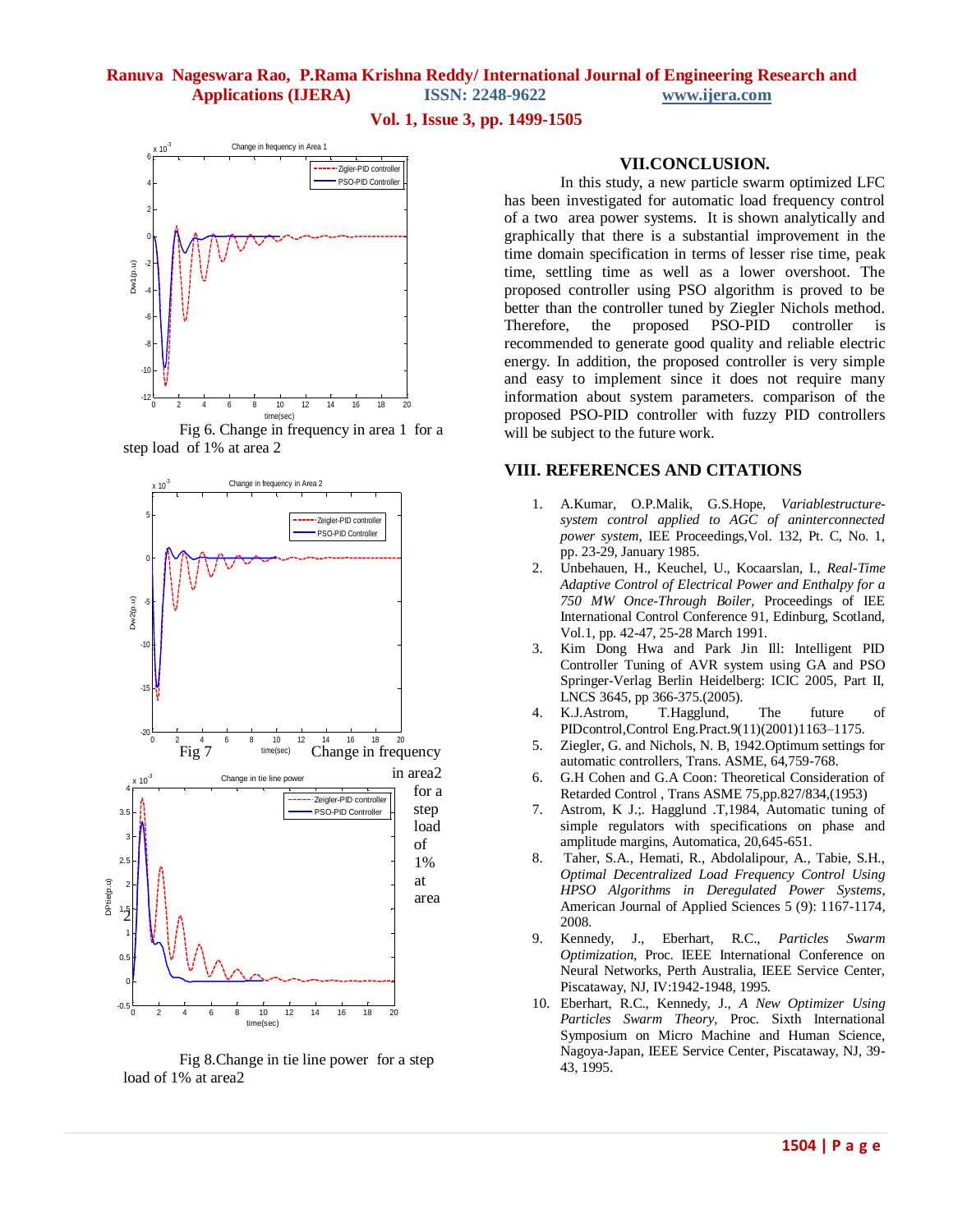Fig 6. Change in frequency in area 1 for a step load of 1% at area 2

Fig 7 Change in frequency in area2 for a step load of 1% at area 2

Fig 8.Change in tie line power for a step load of 1% at area2

## VII.CONCLUSION.

In this study, a new particle swarm optimized LFC has been investigated for automatic load frequency control of a two area power systems. It is shown analytically and graphically that there is a substantial improvement in the time domain specification in terms of lesser rise time, peak time, settling time as well as a lower overshoot. The proposed controller using PSO algorithm is proved to be better than the controller tuned by Ziegler Nichols method. Therefore, the proposed PSO-PID controller is recommended to generate good quality and reliable electric energy. In addition, the proposed controller is very simple and easy to implement since it does not require many information about system parameters. comparison of the proposed PSO-PID controller with fuzzy PID controllers will be subject to the future work.

## VIII. REFERENCES AND CITATIONS

1. A.Kumar, O.P.Malik, G.S.Hope, *Variablestructure-system control applied to AGC of aninterconnected power system*, IEE Proceedings,Vol. 132, Pt. C, No. 1, pp. 23-29, January 1985.
2. Unbehauen, H., Keuchel, U., Kocaarslan, I., *Real-Time Adaptive Control of Electrical Power and Enthalpy for a 750 MW Once-Through Boiler*, Proceedings of IEE International Control Conference 91, Edinburg, Scotland, Vol.1, pp. 42-47, 25-28 March 1991.
3. Kim Dong Hwa and Park Jin Ill: Intelligent PID Controller Tuning of AVR system using GA and PSO Springer-Verlag Berlin Heidelberg: ICIC 2005, Part II, LNCS 3645, pp 366-375.(2005).
4. K.J.Astrom, T.Hagglund, The future of PIDcontrol,Control Eng.Pract.9(11)(2001)1163–1175.
5. Ziegler, G. and Nichols, N. B, 1942.Optimum settings for automatic controllers, Trans. ASME, 64,759-768.
6. G.H Cohen and G.A Coon: Theoretical Consideration of Retarded Control , Trans ASME 75,pp.827/834,(1953)
7. Astrom, K J.;. Hagglund .T,1984, Automatic tuning of simple regulators with specifications on phase and amplitude margins, Automatica, 20,645-651.
8. Taher, S.A., Hemati, R., Abdolalipour, A., Tabie, S.H., *Optimal Decentralized Load Frequency Control Using HPSO Algorithms in Deregulated Power Systems*, American Journal of Applied Sciences 5 (9): 1167-1174, 2008.
9. Kennedy, J., Eberhart, R.C., *Particles Swarm Optimization*, Proc. IEEE International Conference on Neural Networks, Perth Australia, IEEE Service Center, Piscataway, NJ, IV:1942-1948, 1995.
10. Eberhart, R.C., Kennedy, J., *A New Optimizer Using Particles Swarm Theory*, Proc. Sixth International Symposium on Micro Machine and Human Science, Nagoya-Japan, IEEE Service Center, Piscataway, NJ, 39-43, 1995.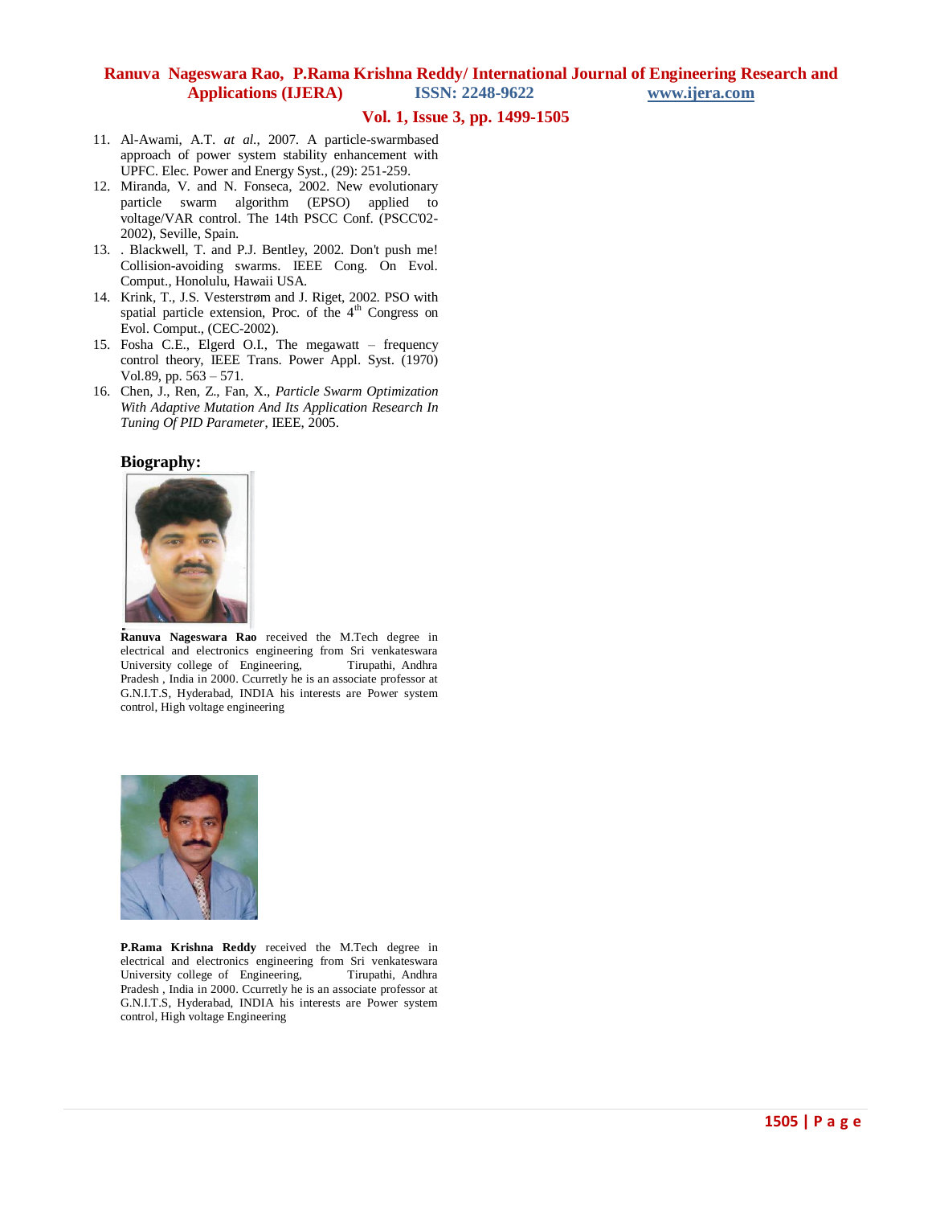11. Al-Awami, A.T. *at al.*, 2007. A particle-swarmbased approach of power system stability enhancement with UPFC. Elec. Power and Energy Syst., (29): 251-259.
12. Miranda, V. and N. Fonseca, 2002. New evolutionary particle swarm algorithm (EPSO) applied to voltage/VAR control. The 14th PSCC Conf. (PSCC'02-2002), Seville, Spain.
13. . Blackwell, T. and P.J. Bentley, 2002. Don't push me! Collision-avoiding swarms. IEEE Cong. On Evol. Comput., Honolulu, Hawaii USA.
14. Krink, T., J.S. Vesterstrøm and J. Riget, 2002. PSO with spatial particle extension, Proc. of the 4th Congress on Evol. Comput., (CEC-2002).
15. Fosha C.E., Elgerd O.I., The megawatt – frequency control theory, IEEE Trans. Power Appl. Syst. (1970) Vol.89, pp. 563 – 571.
16. Chen, J., Ren, Z., Fan, X., *Particle Swarm Optimization With Adaptive Mutation And Its Application Research In Tuning Of PID Parameter*, IEEE, 2005.

## Biography:

**Ranuva Nageswara Rao** received the M.Tech degree in electrical and electronics engineering from Sri venkateswara University college of Engineering, Tirupathi, Andhra Pradesh , India in 2000. Ccurretly he is an associate professor at G.N.I.T.S, Hyderabad, INDIA his interests are Power system control, High voltage engineering

**P.Rama Krishna Reddy** received the M.Tech degree in electrical and electronics engineering from Sri venkateswara University college of Engineering, Tirupathi, Andhra Pradesh , India in 2000. Ccurretly he is an associate professor at G.N.I.T.S, Hyderabad, INDIA his interests are Power system control, High voltage Engineering